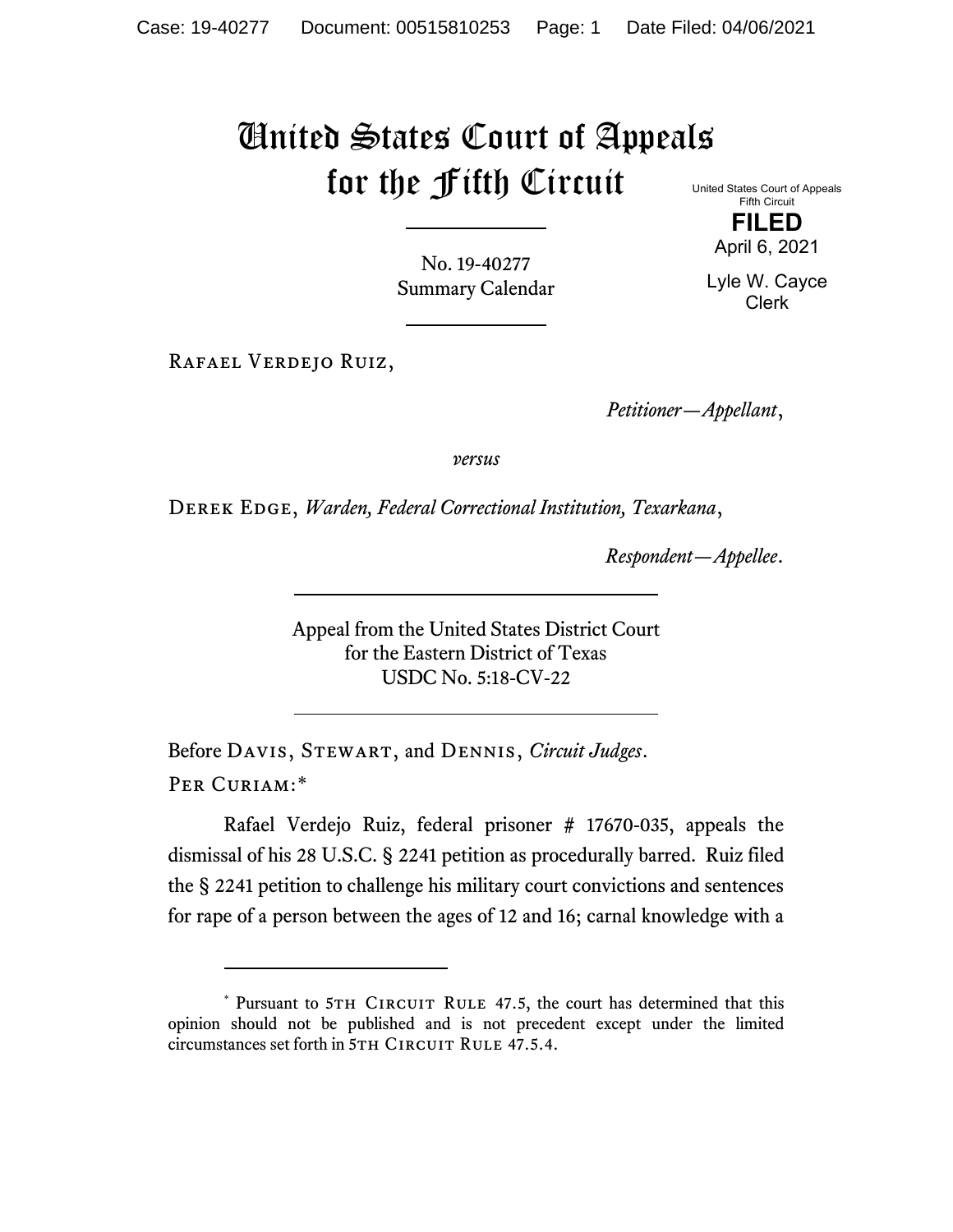# United States Court of Appeals for the Fifth Circuit

United States Court of Appeals
Fifth Circuit

**FILED**

April 6, 2021

Lyle W. Cayce
Clerk

No. 19-40277
Summary Calendar

---

Rafael Verdejo Ruiz,

*Petitioner—Appellant*,

*versus*

Derek Edge, *Warden, Federal Correctional Institution, Texarkana*,

*Respondent—Appellee*.

---

Appeal from the United States District Court
for the Eastern District of Texas
USDC No. 5:18-CV-22

---

Before Davis, Stewart, and Dennis, *Circuit Judges*.

Per Curiam:*

Rafael Verdejo Ruiz, federal prisoner # 17670-035, appeals the dismissal of his 28 U.S.C. § 2241 petition as procedurally barred. Ruiz filed the § 2241 petition to challenge his military court convictions and sentences for rape of a person between the ages of 12 and 16; carnal knowledge with a

---

\* Pursuant to 5th Circuit Rule 47.5, the court has determined that this opinion should not be published and is not precedent except under the limited circumstances set forth in 5th Circuit Rule 47.5.4.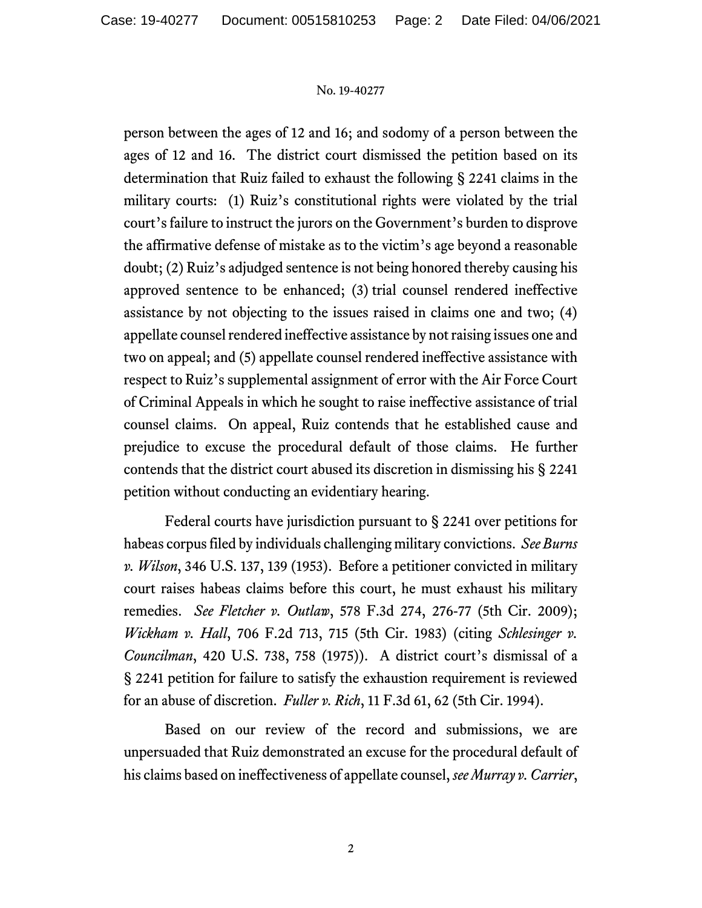person between the ages of 12 and 16; and sodomy of a person between the ages of 12 and 16. The district court dismissed the petition based on its determination that Ruiz failed to exhaust the following § 2241 claims in the military courts: (1) Ruiz's constitutional rights were violated by the trial court's failure to instruct the jurors on the Government's burden to disprove the affirmative defense of mistake as to the victim's age beyond a reasonable doubt; (2) Ruiz's adjudged sentence is not being honored thereby causing his approved sentence to be enhanced; (3) trial counsel rendered ineffective assistance by not objecting to the issues raised in claims one and two; (4) appellate counsel rendered ineffective assistance by not raising issues one and two on appeal; and (5) appellate counsel rendered ineffective assistance with respect to Ruiz's supplemental assignment of error with the Air Force Court of Criminal Appeals in which he sought to raise ineffective assistance of trial counsel claims. On appeal, Ruiz contends that he established cause and prejudice to excuse the procedural default of those claims. He further contends that the district court abused its discretion in dismissing his § 2241 petition without conducting an evidentiary hearing.

Federal courts have jurisdiction pursuant to § 2241 over petitions for habeas corpus filed by individuals challenging military convictions. *See Burns v. Wilson*, 346 U.S. 137, 139 (1953). Before a petitioner convicted in military court raises habeas claims before this court, he must exhaust his military remedies. *See Fletcher v. Outlaw*, 578 F.3d 274, 276-77 (5th Cir. 2009); *Wickham v. Hall*, 706 F.2d 713, 715 (5th Cir. 1983) (citing *Schlesinger v. Councilman*, 420 U.S. 738, 758 (1975)). A district court's dismissal of a § 2241 petition for failure to satisfy the exhaustion requirement is reviewed for an abuse of discretion. *Fuller v. Rich*, 11 F.3d 61, 62 (5th Cir. 1994).

Based on our review of the record and submissions, we are unpersuaded that Ruiz demonstrated an excuse for the procedural default of his claims based on ineffectiveness of appellate counsel, *see Murray v. Carrier*,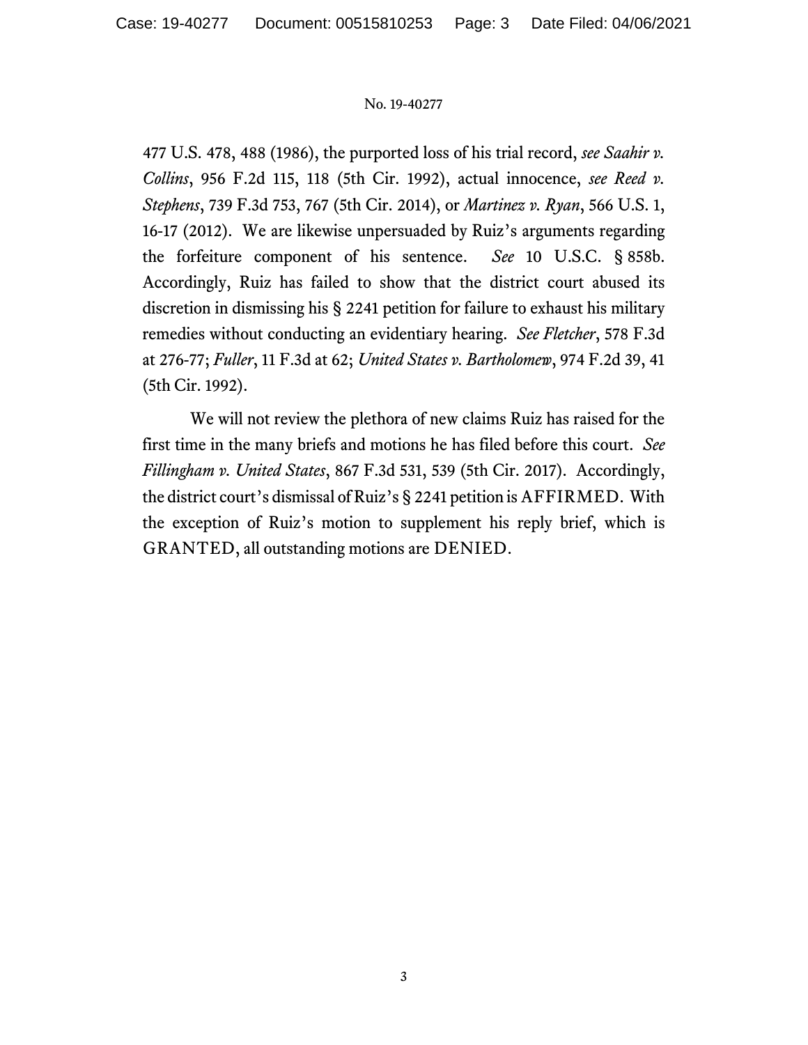477 U.S. 478, 488 (1986), the purported loss of his trial record, *see Saahir v. Collins*, 956 F.2d 115, 118 (5th Cir. 1992), actual innocence, *see Reed v. Stephens*, 739 F.3d 753, 767 (5th Cir. 2014), or *Martinez v. Ryan*, 566 U.S. 1, 16-17 (2012). We are likewise unpersuaded by Ruiz's arguments regarding the forfeiture component of his sentence. *See* 10 U.S.C. § 858b. Accordingly, Ruiz has failed to show that the district court abused its discretion in dismissing his § 2241 petition for failure to exhaust his military remedies without conducting an evidentiary hearing. *See Fletcher*, 578 F.3d at 276-77; *Fuller*, 11 F.3d at 62; *United States v. Bartholomew*, 974 F.2d 39, 41 (5th Cir. 1992).

We will not review the plethora of new claims Ruiz has raised for the first time in the many briefs and motions he has filed before this court. *See Fillingham v. United States*, 867 F.3d 531, 539 (5th Cir. 2017). Accordingly, the district court's dismissal of Ruiz's § 2241 petition is AFFIRMED. With the exception of Ruiz's motion to supplement his reply brief, which is GRANTED, all outstanding motions are DENIED.